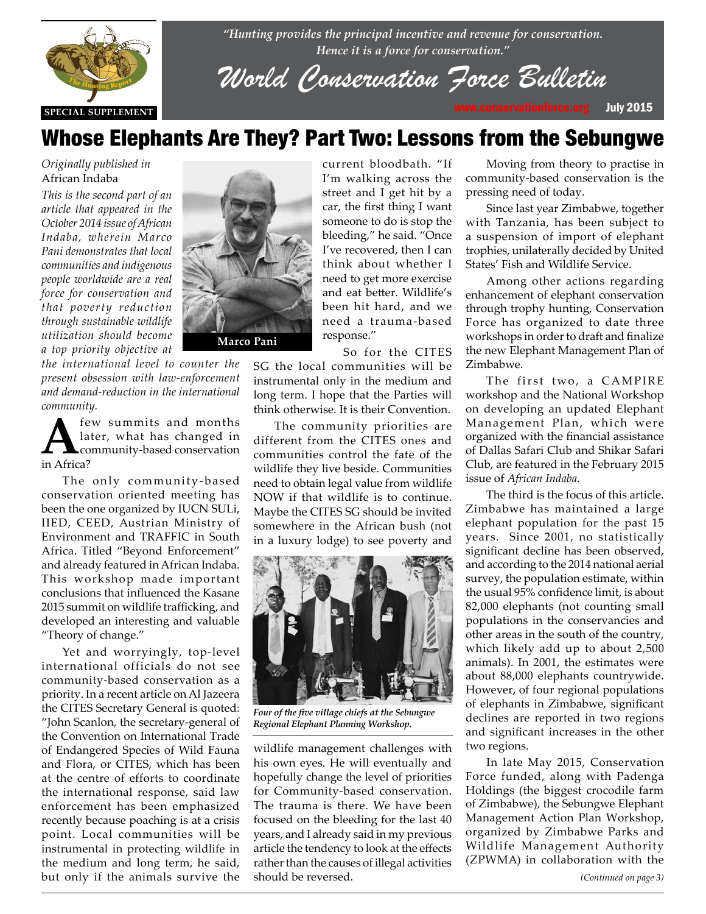*"Hunting provides the principal incentive and revenue for conservation. Hence it is a force for conservation."*

# World Conservation Force Bulletin

SPECIAL SUPPLEMENT

www.conservationforce.org July 2015

# Whose Elephants Are They? Part Two: Lessons from the Sebungwe

*Originally published in* African Indaba

*This is the second part of an article that appeared in the October 2014 issue of African Indaba, wherein Marco Pani demonstrates that local communities and indigenous people worldwide are a real force for conservation and that poverty reduction through sustainable wildlife utilization should become a top priority objective at the international level to counter the present obsession with law-enforcement and demand-reduction in the international community.*

**Marco Pani**

A few summits and months later, what has changed in community-based conservation in Africa?

The only community-based conservation oriented meeting has been the one organized by IUCN SULi, IIED, CEED, Austrian Ministry of Environment and TRAFFIC in South Africa. Titled "Beyond Enforcement" and already featured in African Indaba. This workshop made important conclusions that influenced the Kasane 2015 summit on wildlife trafficking, and developed an interesting and valuable "Theory of change."

Yet and worryingly, top-level international officials do not see community-based conservation as a priority. In a recent article on Al Jazeera the CITES Secretary General is quoted: "John Scanlon, the secretary-general of the Convention on International Trade of Endangered Species of Wild Fauna and Flora, or CITES, which has been at the centre of efforts to coordinate the international response, said law enforcement has been emphasized recently because poaching is at a crisis point. Local communities will be instrumental in protecting wildlife in the medium and long term, he said, but only if the animals survive the current bloodbath. "If I'm walking across the street and I get hit by a car, the first thing I want someone to do is stop the bleeding," he said. "Once I've recovered, then I can think about whether I need to get more exercise and eat better. Wildlife's been hit hard, and we need a trauma-based response."

So for the CITES SG the local communities will be instrumental only in the medium and long term. I hope that the Parties will think otherwise. It is their Convention.

The community priorities are different from the CITES ones and communities control the fate of the wildlife they live beside. Communities need to obtain legal value from wildlife NOW if that wildlife is to continue. Maybe the CITES SG should be invited somewhere in the African bush (not in a luxury lodge) to see poverty and wildlife management challenges with his own eyes. He will eventually and hopefully change the level of priorities for Community-based conservation. The trauma is there. We have been focused on the bleeding for the last 40 years, and I already said in my previous article the tendency to look at the effects rather than the causes of illegal activities should be reversed.

*Four of the five village chiefs at the Sebungwe Regional Elephant Planning Workshop.*

Moving from theory to practise in community-based conservation is the pressing need of today.

Since last year Zimbabwe, together with Tanzania, has been subject to a suspension of import of elephant trophies, unilaterally decided by United States' Fish and Wildlife Service.

Among other actions regarding enhancement of elephant conservation through trophy hunting, Conservation Force has organized to date three workshops in order to draft and finalize the new Elephant Management Plan of Zimbabwe.

The first two, a CAMPIRE workshop and the National Workshop on developing an updated Elephant Management Plan, which were organized with the financial assistance of Dallas Safari Club and Shikar Safari Club, are featured in the February 2015 issue of *African Indaba*.

The third is the focus of this article. Zimbabwe has maintained a large elephant population for the past 15 years. Since 2001, no statistically significant decline has been observed, and according to the 2014 national aerial survey, the population estimate, within the usual 95% confidence limit, is about 82,000 elephants (not counting small populations in the conservancies and other areas in the south of the country, which likely add up to about 2,500 animals). In 2001, the estimates were about 88,000 elephants countrywide. However, of four regional populations of elephants in Zimbabwe, significant declines are reported in two regions and significant increases in the other two regions.

In late May 2015, Conservation Force funded, along with Padenga Holdings (the biggest crocodile farm of Zimbabwe), the Sebungwe Elephant Management Action Plan Workshop, organized by Zimbabwe Parks and Wildlife Management Authority (ZPWMA) in collaboration with the

*(Continued on page 3)*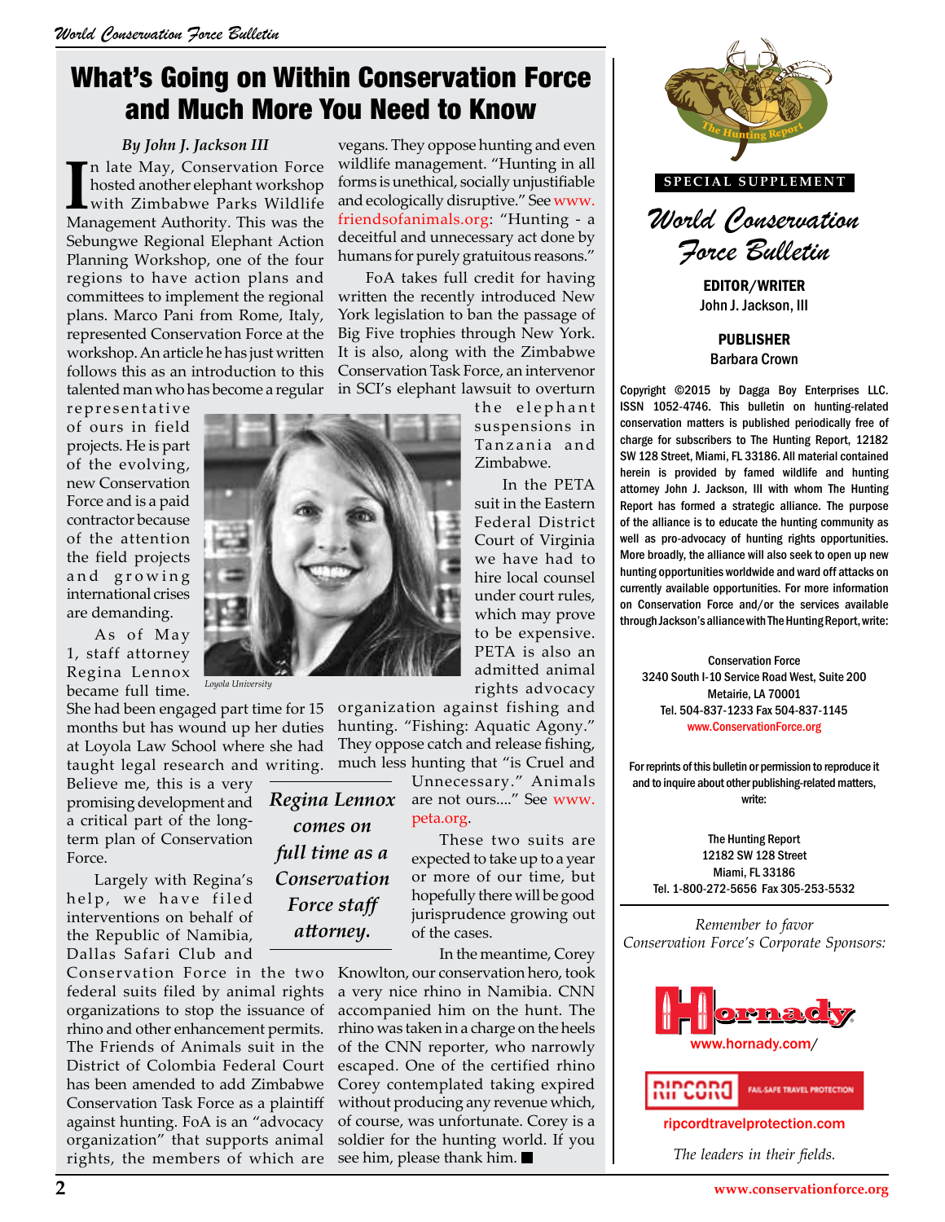# What's Going on Within Conservation Force and Much More You Need to Know

*By John J. Jackson III*

In late May, Conservation Force hosted another elephant workshop with Zimbabwe Parks Wildlife Management Authority. This was the Sebungwe Regional Elephant Action Planning Workshop, one of the four regions to have action plans and committees to implement the regional plans. Marco Pani from Rome, Italy, represented Conservation Force at the workshop. An article he has just written follows this as an introduction to this talented man who has become a regular representative of ours in field projects. He is part of the evolving, new Conservation Force and is a paid contractor because of the attention the field projects and growing international crises are demanding.

As of May 1, staff attorney Regina Lennox became full time. She had been engaged part time for 15 months but has wound up her duties at Loyola Law School where she had taught legal research and writing. Believe me, this is a very promising development and a critical part of the long-term plan of Conservation Force.

Loyola University

*Regina Lennox comes on full time as a Conservation Force staff attorney.*

Largely with Regina's help, we have filed interventions on behalf of the Republic of Namibia, Dallas Safari Club and Conservation Force in the two federal suits filed by animal rights organizations to stop the issuance of rhino and other enhancement permits. The Friends of Animals suit in the District of Colombia Federal Court has been amended to add Zimbabwe Conservation Task Force as a plaintiff against hunting. FoA is an "advocacy organization" that supports animal rights, the members of which are vegans. They oppose hunting and even wildlife management. "Hunting in all forms is unethical, socially unjustifiable and ecologically disruptive." See www.friendsofanimals.org: "Hunting - a deceitful and unnecessary act done by humans for purely gratuitous reasons."

FoA takes full credit for having written the recently introduced New York legislation to ban the passage of Big Five trophies through New York. It is also, along with the Zimbabwe Conservation Task Force, an intervenor in SCI's elephant lawsuit to overturn the elephant suspensions in Tanzania and Zimbabwe.

In the PETA suit in the Eastern Federal District Court of Virginia we have had to hire local counsel under court rules, which may prove to be expensive. PETA is also an admitted animal rights advocacy organization against fishing and hunting. "Fishing: Aquatic Agony." They oppose catch and release fishing, much less hunting that "is Cruel and Unnecessary." Animals are not ours...." See www.peta.org.

These two suits are expected to take up to a year or more of our time, but hopefully there will be good jurisprudence growing out of the cases.

In the meantime, Corey Knowlton, our conservation hero, took a very nice rhino in Namibia. CNN accompanied him on the hunt. The rhino was taken in a charge on the heels of the CNN reporter, who narrowly escaped. One of the certified rhino Corey contemplated taking expired without producing any revenue which, of course, was unfortunate. Corey is a soldier for the hunting world. If you see him, please thank him. ■

---

The Hunting Report

**SPECIAL SUPPLEMENT**

## *World Conservation Force Bulletin*

**EDITOR/WRITER**
John J. Jackson, III

**PUBLISHER**
Barbara Crown

Copyright ©2015 by Dagga Boy Enterprises LLC. ISSN 1052-4746. This bulletin on hunting-related conservation matters is published periodically free of charge for subscribers to The Hunting Report, 12182 SW 128 Street, Miami, FL 33186. All material contained herein is provided by famed wildlife and hunting attorney John J. Jackson, III with whom The Hunting Report has formed a strategic alliance. The purpose of the alliance is to educate the hunting community as well as pro-advocacy of hunting rights opportunities. More broadly, the alliance will also seek to open up new hunting opportunities worldwide and ward off attacks on currently available opportunities. For more information on Conservation Force and/or the services available through Jackson's alliance with The Hunting Report, write:

Conservation Force
3240 South I-10 Service Road West, Suite 200
Metairie, LA 70001
Tel. 504-837-1233 Fax 504-837-1145
www.ConservationForce.org

For reprints of this bulletin or permission to reproduce it and to inquire about other publishing-related matters, write:

The Hunting Report
12182 SW 128 Street
Miami, FL 33186
Tel. 1-800-272-5656 Fax 305-253-5532

*Remember to favor Conservation Force's Corporate Sponsors:*

Hornady
www.hornady.com/

RIPCORD FAIL-SAFE TRAVEL PROTECTION
ripcordtravelprotection.com

*The leaders in their fields.*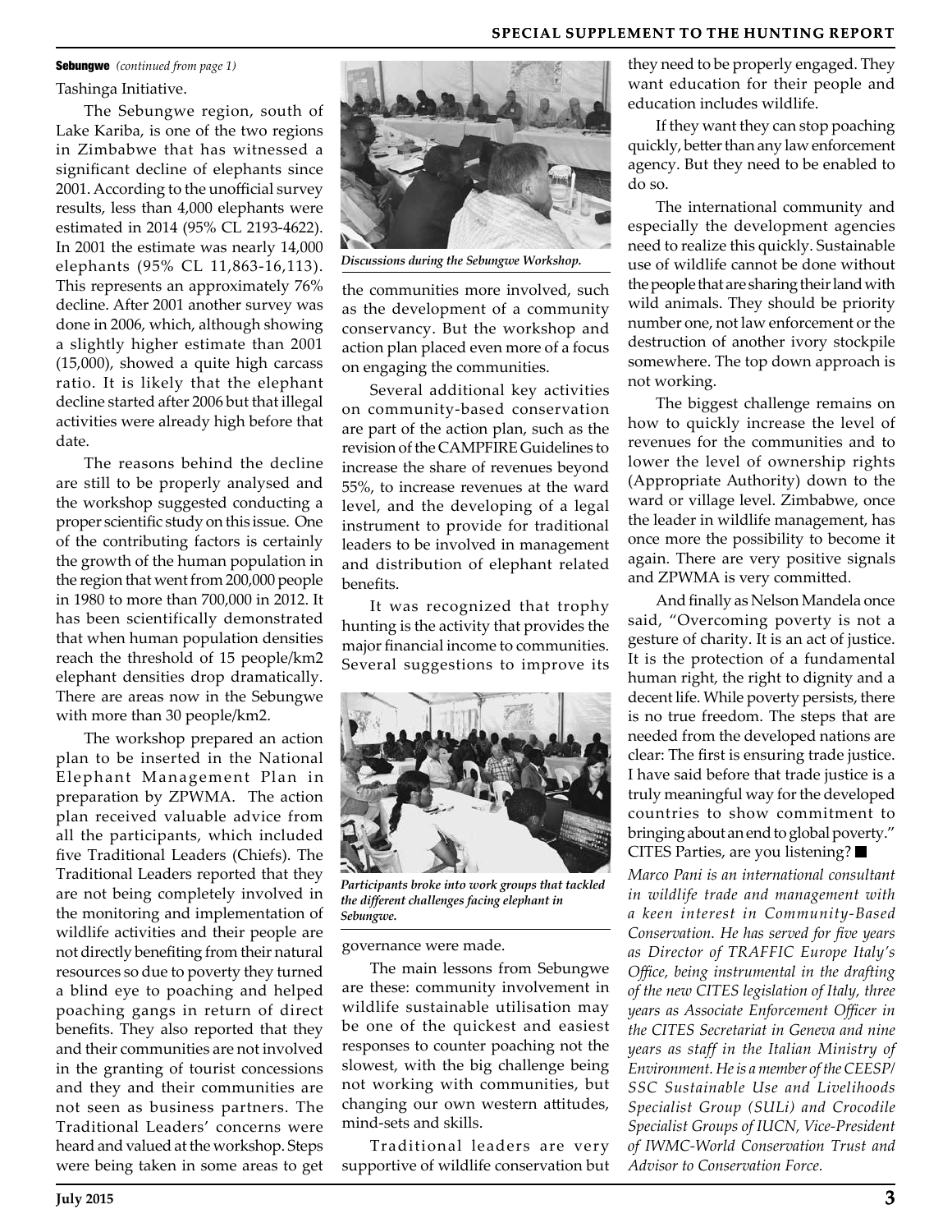**Sebungwe** *(continued from page 1)*

Tashinga Initiative.

The Sebungwe region, south of Lake Kariba, is one of the two regions in Zimbabwe that has witnessed a significant decline of elephants since 2001. According to the unofficial survey results, less than 4,000 elephants were estimated in 2014 (95% CL 2193-4622). In 2001 the estimate was nearly 14,000 elephants (95% CL 11,863-16,113). This represents an approximately 76% decline. After 2001 another survey was done in 2006, which, although showing a slightly higher estimate than 2001 (15,000), showed a quite high carcass ratio. It is likely that the elephant decline started after 2006 but that illegal activities were already high before that date.

The reasons behind the decline are still to be properly analysed and the workshop suggested conducting a proper scientific study on this issue. One of the contributing factors is certainly the growth of the human population in the region that went from 200,000 people in 1980 to more than 700,000 in 2012. It has been scientifically demonstrated that when human population densities reach the threshold of 15 people/km2 elephant densities drop dramatically. There are areas now in the Sebungwe with more than 30 people/km2.

The workshop prepared an action plan to be inserted in the National Elephant Management Plan in preparation by ZPWMA. The action plan received valuable advice from all the participants, which included five Traditional Leaders (Chiefs). The Traditional Leaders reported that they are not being completely involved in the monitoring and implementation of wildlife activities and their people are not directly benefiting from their natural resources so due to poverty they turned a blind eye to poaching and helped poaching gangs in return of direct benefits. They also reported that they and their communities are not involved in the granting of tourist concessions and they and their communities are not seen as business partners. The Traditional Leaders' concerns were heard and valued at the workshop. Steps were being taken in some areas to get the communities more involved, such as the development of a community conservancy. But the workshop and action plan placed even more of a focus on engaging the communities.

*Discussions during the Sebungwe Workshop.*

Several additional key activities on community-based conservation are part of the action plan, such as the revision of the CAMPFIRE Guidelines to increase the share of revenues beyond 55%, to increase revenues at the ward level, and the developing of a legal instrument to provide for traditional leaders to be involved in management and distribution of elephant related benefits.

It was recognized that trophy hunting is the activity that provides the major financial income to communities. Several suggestions to improve its governance were made.

*Participants broke into work groups that tackled the different challenges facing elephant in Sebungwe.*

The main lessons from Sebungwe are these: community involvement in wildlife sustainable utilisation may be one of the quickest and easiest responses to counter poaching not the slowest, with the big challenge being not working with communities, but changing our own western attitudes, mind-sets and skills.

Traditional leaders are very supportive of wildlife conservation but they need to be properly engaged. They want education for their people and education includes wildlife.

If they want they can stop poaching quickly, better than any law enforcement agency. But they need to be enabled to do so.

The international community and especially the development agencies need to realize this quickly. Sustainable use of wildlife cannot be done without the people that are sharing their land with wild animals. They should be priority number one, not law enforcement or the destruction of another ivory stockpile somewhere. The top down approach is not working.

The biggest challenge remains on how to quickly increase the level of revenues for the communities and to lower the level of ownership rights (Appropriate Authority) down to the ward or village level. Zimbabwe, once the leader in wildlife management, has once more the possibility to become it again. There are very positive signals and ZPWMA is very committed.

And finally as Nelson Mandela once said, "Overcoming poverty is not a gesture of charity. It is an act of justice. It is the protection of a fundamental human right, the right to dignity and a decent life. While poverty persists, there is no true freedom. The steps that are needed from the developed nations are clear: The first is ensuring trade justice. I have said before that trade justice is a truly meaningful way for the developed countries to show commitment to bringing about an end to global poverty." CITES Parties, are you listening? ■

*Marco Pani is an international consultant in wildlife trade and management with a keen interest in Community-Based Conservation. He has served for five years as Director of TRAFFIC Europe Italy's Office, being instrumental in the drafting of the new CITES legislation of Italy, three years as Associate Enforcement Officer in the CITES Secretariat in Geneva and nine years as staff in the Italian Ministry of Environment. He is a member of the CEESP/SSC Sustainable Use and Livelihoods Specialist Group (SULi) and Crocodile Specialist Groups of IUCN, Vice-President of IWMC-World Conservation Trust and Advisor to Conservation Force.*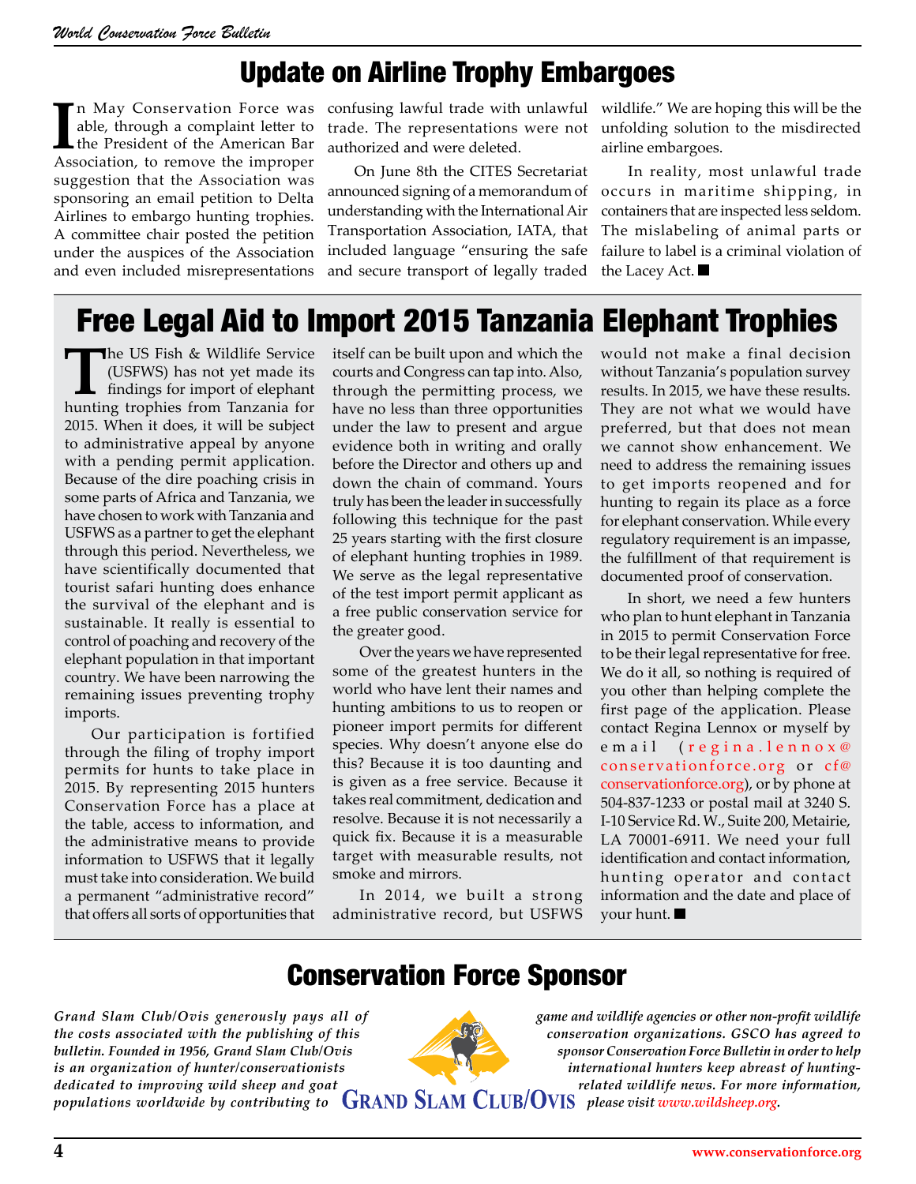## Update on Airline Trophy Embargoes

In May Conservation Force was able, through a complaint letter to the President of the American Bar Association, to remove the improper suggestion that the Association was sponsoring an email petition to Delta Airlines to embargo hunting trophies. A committee chair posted the petition under the auspices of the Association and even included misrepresentations confusing lawful trade with unlawful trade. The representations were not authorized and were deleted.

On June 8th the CITES Secretariat announced signing of a memorandum of understanding with the International Air Transportation Association, IATA, that included language "ensuring the safe and secure transport of legally traded wildlife." We are hoping this will be the unfolding solution to the misdirected airline embargoes.

In reality, most unlawful trade occurs in maritime shipping, in containers that are inspected less seldom. The mislabeling of animal parts or failure to label is a criminal violation of the Lacey Act. ■

## Free Legal Aid to Import 2015 Tanzania Elephant Trophies

The US Fish & Wildlife Service (USFWS) has not yet made its findings for import of elephant hunting trophies from Tanzania for 2015. When it does, it will be subject to administrative appeal by anyone with a pending permit application. Because of the dire poaching crisis in some parts of Africa and Tanzania, we have chosen to work with Tanzania and USFWS as a partner to get the elephant through this period. Nevertheless, we have scientifically documented that tourist safari hunting does enhance the survival of the elephant and is sustainable. It really is essential to control of poaching and recovery of the elephant population in that important country. We have been narrowing the remaining issues preventing trophy imports.

Our participation is fortified through the filing of trophy import permits for hunts to take place in 2015. By representing 2015 hunters Conservation Force has a place at the table, access to information, and the administrative means to provide information to USFWS that it legally must take into consideration. We build a permanent "administrative record" that offers all sorts of opportunities that itself can be built upon and which the courts and Congress can tap into. Also, through the permitting process, we have no less than three opportunities under the law to present and argue evidence both in writing and orally before the Director and others up and down the chain of command. Yours truly has been the leader in successfully following this technique for the past 25 years starting with the first closure of elephant hunting trophies in 1989. We serve as the legal representative of the test import permit applicant as a free public conservation service for the greater good.

Over the years we have represented some of the greatest hunters in the world who have lent their names and hunting ambitions to us to reopen or pioneer import permits for different species. Why doesn't anyone else do this? Because it is too daunting and is given as a free service. Because it takes real commitment, dedication and resolve. Because it is not necessarily a quick fix. Because it is a measurable target with measurable results, not smoke and mirrors.

In 2014, we built a strong administrative record, but USFWS would not make a final decision without Tanzania's population survey results. In 2015, we have these results. They are not what we would have preferred, but that does not mean we cannot show enhancement. We need to address the remaining issues to get imports reopened and for hunting to regain its place as a force for elephant conservation. While every regulatory requirement is an impasse, the fulfillment of that requirement is documented proof of conservation.

In short, we need a few hunters who plan to hunt elephant in Tanzania in 2015 to permit Conservation Force to be their legal representative for free. We do it all, so nothing is required of you other than helping complete the first page of the application. Please contact Regina Lennox or myself by email (regina.lennox@conservationforce.org or cf@conservationforce.org), or by phone at 504-837-1233 or postal mail at 3240 S. I-10 Service Rd. W., Suite 200, Metairie, LA 70001-6911. We need your full identification and contact information, hunting operator and contact information and the date and place of your hunt. ■

## Conservation Force Sponsor

***Grand Slam Club/Ovis generously pays all of the costs associated with the publishing of this bulletin. Founded in 1956, Grand Slam Club/Ovis is an organization of hunter/conservationists dedicated to improving wild sheep and goat populations worldwide by contributing to game and wildlife agencies or other non-profit wildlife conservation organizations. GSCO has agreed to sponsor Conservation Force Bulletin in order to help international hunters keep abreast of hunting-related wildlife news. For more information, please visit www.wildsheep.org.***

GRAND SLAM CLUB/OVIS